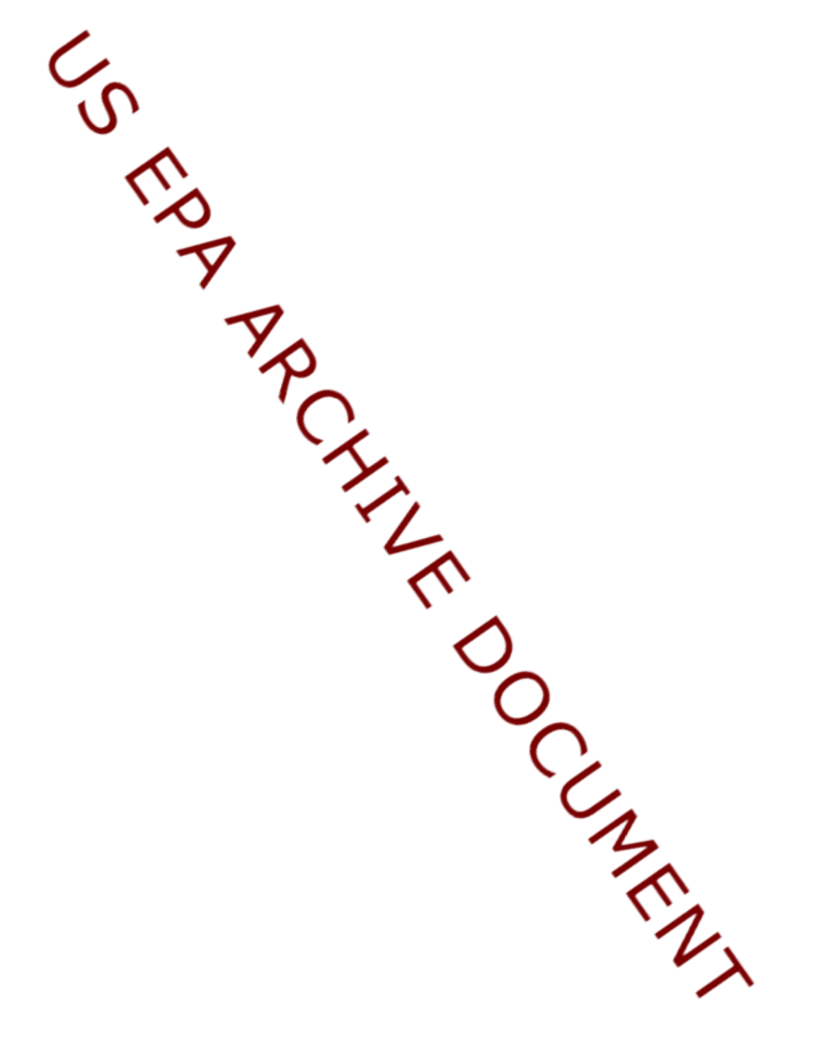US EPA ARCHIVE DOCUMENT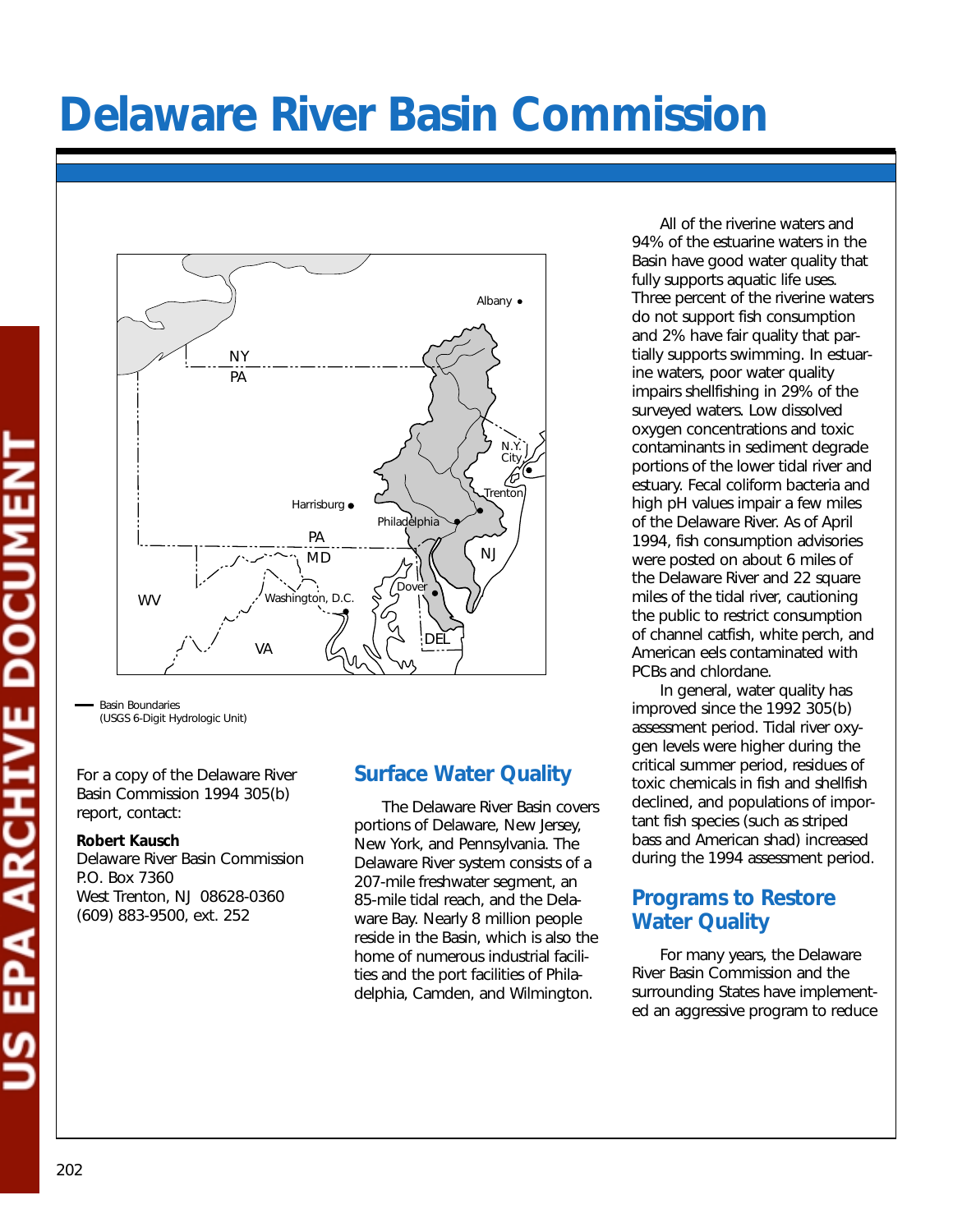# Delaware River Basin Commission

Basin Boundaries
(USGS 6-Digit Hydrologic Unit)

For a copy of the Delaware River Basin Commission 1994 305(b) report, contact:

**Robert Kausch**
Delaware River Basin Commission
P.O. Box 7360
West Trenton, NJ 08628-0360
(609) 883-9500, ext. 252

## Surface Water Quality

The Delaware River Basin covers portions of Delaware, New Jersey, New York, and Pennsylvania. The Delaware River system consists of a 207-mile freshwater segment, an 85-mile tidal reach, and the Delaware Bay. Nearly 8 million people reside in the Basin, which is also the home of numerous industrial facilities and the port facilities of Philadelphia, Camden, and Wilmington.

All of the riverine waters and 94% of the estuarine waters in the Basin have good water quality that fully supports aquatic life uses. Three percent of the riverine waters do not support fish consumption and 2% have fair quality that partially supports swimming. In estuarine waters, poor water quality impairs shellfishing in 29% of the surveyed waters. Low dissolved oxygen concentrations and toxic contaminants in sediment degrade portions of the lower tidal river and estuary. Fecal coliform bacteria and high pH values impair a few miles of the Delaware River. As of April 1994, fish consumption advisories were posted on about 6 miles of the Delaware River and 22 square miles of the tidal river, cautioning the public to restrict consumption of channel catfish, white perch, and American eels contaminated with PCBs and chlordane.

In general, water quality has improved since the 1992 305(b) assessment period. Tidal river oxygen levels were higher during the critical summer period, residues of toxic chemicals in fish and shellfish declined, and populations of important fish species (such as striped bass and American shad) increased during the 1994 assessment period.

## Programs to Restore Water Quality

For many years, the Delaware River Basin Commission and the surrounding States have implemented an aggressive program to reduce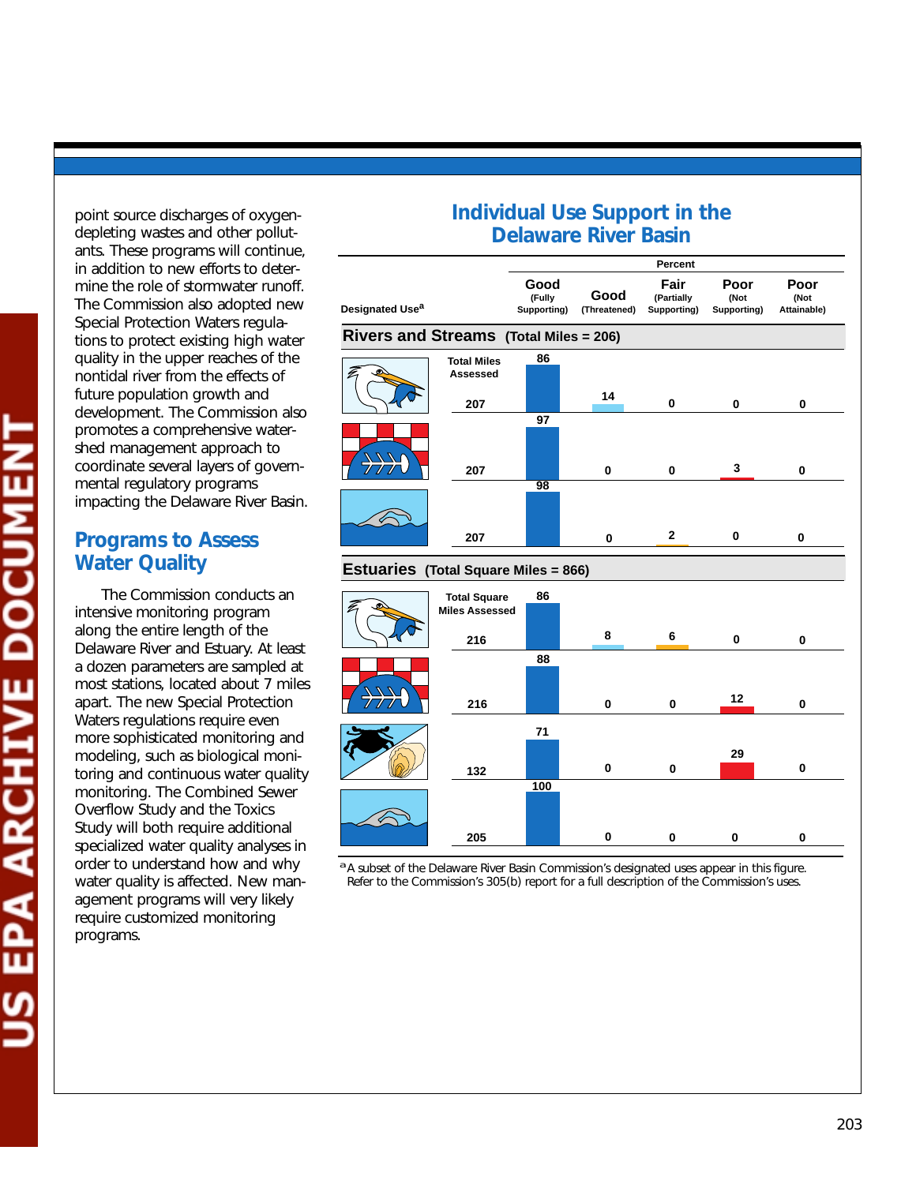point source discharges of oxygen-depleting wastes and other pollutants. These programs will continue, in addition to new efforts to determine the role of stormwater runoff. The Commission also adopted new Special Protection Waters regulations to protect existing high water quality in the upper reaches of the nontidal river from the effects of future population growth and development. The Commission also promotes a comprehensive watershed management approach to coordinate several layers of governmental regulatory programs impacting the Delaware River Basin.

## Programs to Assess Water Quality

The Commission conducts an intensive monitoring program along the entire length of the Delaware River and Estuary. At least a dozen parameters are sampled at most stations, located about 7 miles apart. The new Special Protection Waters regulations require even more sophisticated monitoring and modeling, such as biological monitoring and continuous water quality monitoring. The Combined Sewer Overflow Study and the Toxics Study will both require additional specialized water quality analyses in order to understand how and why water quality is affected. New management programs will very likely require customized monitoring programs.

## Individual Use Support in the Delaware River Basin

Percent

Designated Use[a]

Good (Fully Supporting)

Good (Threatened)

Fair (Partially Supporting)

Poor (Not Supporting)

Poor (Not Attainable)

**Rivers and Streams (Total Miles = 206)**

Total Miles Assessed

207
86
14
0
0
0

207
97
0
0
3
0

207
98
0
2
0
0

**Estuaries (Total Square Miles = 866)**

Total Square Miles Assessed

216
86
8
6
0
0

216
88
0
0
12
0

132
71
0
0
29
0

205
100
0
0
0
0

[a] A subset of the Delaware River Basin Commission's designated uses appear in this figure. Refer to the Commission's 305(b) report for a full description of the Commission's uses.